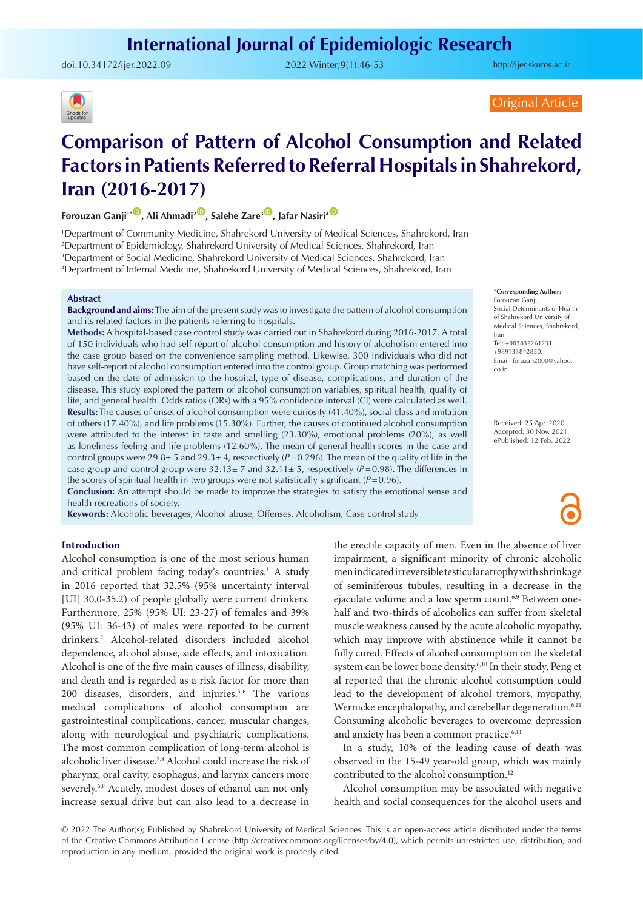Original Article

# Comparison of Pattern of Alcohol Consumption and Related Factors in Patients Referred to Referral Hospitals in Shahrekord, Iran (2016-2017)

**Forouzan Ganji[1*], Ali Ahmadi[2], Salehe Zare[3], Jafar Nasiri[4]**

[1]Department of Community Medicine, Shahrekord University of Medical Sciences, Shahrekord, Iran
[2]Department of Epidemiology, Shahrekord University of Medical Sciences, Shahrekord, Iran
[3]Department of Social Medicine, Shahrekord University of Medical Sciences, Shahrekord, Iran
[4]Department of Internal Medicine, Shahrekord University of Medical Sciences, Shahrekord, Iran

## Abstract

**Background and aims:** The aim of the present study was to investigate the pattern of alcohol consumption and its related factors in the patients referring to hospitals.

**Methods:** A hospital-based case control study was carried out in Shahrekord during 2016-2017. A total of 150 individuals who had self-report of alcohol consumption and history of alcoholism entered into the case group based on the convenience sampling method. Likewise, 300 individuals who did not have self-report of alcohol consumption entered into the control group. Group matching was performed based on the date of admission to the hospital, type of disease, complications, and duration of the disease. This study explored the pattern of alcohol consumption variables, spiritual health, quality of life, and general health. Odds ratios (ORs) with a 95% confidence interval (CI) were calculated as well.

**Results:** The causes of onset of alcohol consumption were curiosity (41.40%), social class and imitation of others (17.40%), and life problems (15.30%). Further, the causes of continued alcohol consumption were attributed to the interest in taste and smelling (23.30%), emotional problems (20%), as well as loneliness feeling and life problems (12.60%). The mean of general health scores in the case and control groups were 29.8± 5 and 29.3± 4, respectively ($P$=0.296). The mean of the quality of life in the case group and control group were 32.13± 7 and 32.11± 5, respectively ($P$=0.98). The differences in the scores of spiritual health in two groups were not statistically significant ($P$=0.96).

**Conclusion:** An attempt should be made to improve the strategies to satisfy the emotional sense and health recreations of society.

**Keywords:** Alcoholic beverages, Alcohol abuse, Offenses, Alcoholism, Case control study

\*Corresponding Author:
Forouzan Ganji,
Social Determinants of Health of Shahrekord University of Medical Sciences, Shahrekord, Iran
Tel: +983832261231, +989133842850,
Email: foruzan2000@yahoo.co.in

Received: 25 Apr. 2020
Accepted: 30 Nov. 2021
ePublished: 12 Feb. 2022

## Introduction

Alcohol consumption is one of the most serious human and critical problem facing today's countries.[1] A study in 2016 reported that 32.5% (95% uncertainty interval [UI] 30.0-35.2) of people globally were current drinkers. Furthermore, 25% (95% UI: 23-27) of females and 39% (95% UI: 36-43) of males were reported to be current drinkers.[2] Alcohol-related disorders included alcohol dependence, alcohol abuse, side effects, and intoxication. Alcohol is one of the five main causes of illness, disability, and death and is regarded as a risk factor for more than 200 diseases, disorders, and injuries.[3-6] The various medical complications of alcohol consumption are gastrointestinal complications, cancer, muscular changes, along with neurological and psychiatric complications. The most common complication of long-term alcohol is alcoholic liver disease.[7,8] Alcohol could increase the risk of pharynx, oral cavity, esophagus, and larynx cancers more severely.[6,8] Acutely, modest doses of ethanol can not only increase sexual drive but can also lead to a decrease in the erectile capacity of men. Even in the absence of liver impairment, a significant minority of chronic alcoholic men indicated irreversible testicular atrophy with shrinkage of seminiferous tubules, resulting in a decrease in the ejaculate volume and a low sperm count.[6,9] Between one-half and two-thirds of alcoholics can suffer from skeletal muscle weakness caused by the acute alcoholic myopathy, which may improve with abstinence while it cannot be fully cured. Effects of alcohol consumption on the skeletal system can be lower bone density.[6,10] In their study, Peng et al reported that the chronic alcohol consumption could lead to the development of alcohol tremors, myopathy, Wernicke encephalopathy, and cerebellar degeneration.[6,11] Consuming alcoholic beverages to overcome depression and anxiety has been a common practice.[6,11]

In a study, 10% of the leading cause of death was observed in the 15-49 year-old group, which was mainly contributed to the alcohol consumption.[12]

Alcohol consumption may be associated with negative health and social consequences for the alcohol users and

© 2022 The Author(s); Published by Shahrekord University of Medical Sciences. This is an open-access article distributed under the terms of the Creative Commons Attribution License (http://creativecommons.org/licenses/by/4.0), which permits unrestricted use, distribution, and reproduction in any medium, provided the original work is properly cited.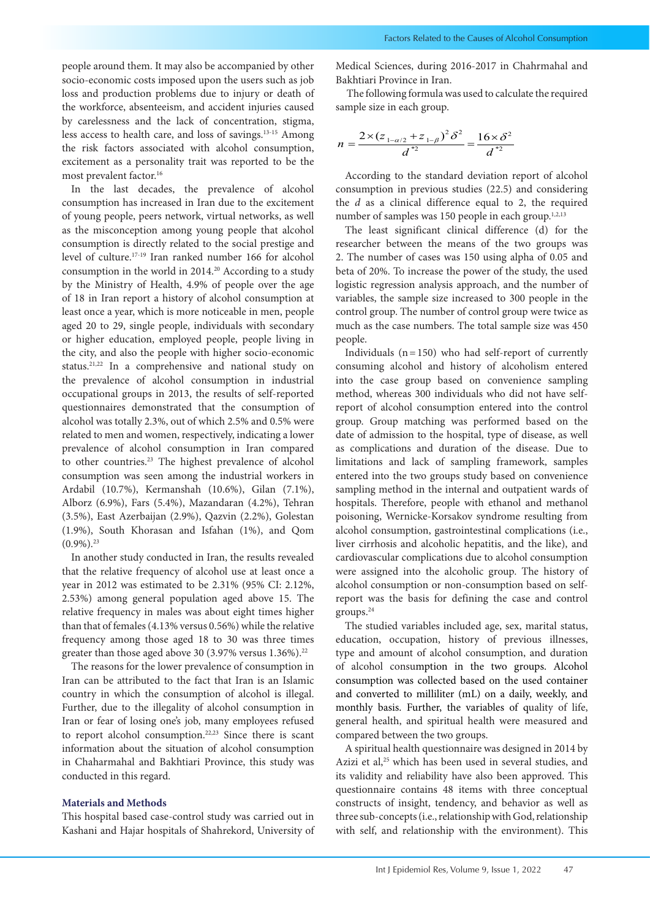people around them. It may also be accompanied by other socio-economic costs imposed upon the users such as job loss and production problems due to injury or death of the workforce, absenteeism, and accident injuries caused by carelessness and the lack of concentration, stigma, less access to health care, and loss of savings.[13-15] Among the risk factors associated with alcohol consumption, excitement as a personality trait was reported to be the most prevalent factor.[16]

In the last decades, the prevalence of alcohol consumption has increased in Iran due to the excitement of young people, peers network, virtual networks, as well as the misconception among young people that alcohol consumption is directly related to the social prestige and level of culture.[17-19] Iran ranked number 166 for alcohol consumption in the world in 2014.[20] According to a study by the Ministry of Health, 4.9% of people over the age of 18 in Iran report a history of alcohol consumption at least once a year, which is more noticeable in men, people aged 20 to 29, single people, individuals with secondary or higher education, employed people, people living in the city, and also the people with higher socio-economic status.[21,22] In a comprehensive and national study on the prevalence of alcohol consumption in industrial occupational groups in 2013, the results of self-reported questionnaires demonstrated that the consumption of alcohol was totally 2.3%, out of which 2.5% and 0.5% were related to men and women, respectively, indicating a lower prevalence of alcohol consumption in Iran compared to other countries.[23] The highest prevalence of alcohol consumption was seen among the industrial workers in Ardabil (10.7%), Kermanshah (10.6%), Gilan (7.1%), Alborz (6.9%), Fars (5.4%), Mazandaran (4.2%), Tehran (3.5%), East Azerbaijan (2.9%), Qazvin (2.2%), Golestan (1.9%), South Khorasan and Isfahan (1%), and Qom (0.9%).[23]

In another study conducted in Iran, the results revealed that the relative frequency of alcohol use at least once a year in 2012 was estimated to be 2.31% (95% CI: 2.12%, 2.53%) among general population aged above 15. The relative frequency in males was about eight times higher than that of females (4.13% versus 0.56%) while the relative frequency among those aged 18 to 30 was three times greater than those aged above 30 (3.97% versus 1.36%).[22]

The reasons for the lower prevalence of consumption in Iran can be attributed to the fact that Iran is an Islamic country in which the consumption of alcohol is illegal. Further, due to the illegality of alcohol consumption in Iran or fear of losing one's job, many employees refused to report alcohol consumption.[22,23] Since there is scant information about the situation of alcohol consumption in Chaharmahal and Bakhtiari Province, this study was conducted in this regard.

## Materials and Methods

This hospital based case-control study was carried out in Kashani and Hajar hospitals of Shahrekord, University of Medical Sciences, during 2016-2017 in Chahrmahal and Bakhtiari Province in Iran.

The following formula was used to calculate the required sample size in each group.

$$n = \frac{2 \times (z_{1-\alpha/2} + z_{1-\beta})^2 \delta^2}{d^{*2}} = \frac{16 \times \delta^2}{d^{*2}}$$

According to the standard deviation report of alcohol consumption in previous studies (22.5) and considering the $d$ as a clinical difference equal to 2, the required number of samples was 150 people in each group.[1,2,13]

The least significant clinical difference (d) for the researcher between the means of the two groups was 2. The number of cases was 150 using alpha of 0.05 and beta of 20%. To increase the power of the study, the used logistic regression analysis approach, and the number of variables, the sample size increased to 300 people in the control group. The number of control group were twice as much as the case numbers. The total sample size was 450 people.

Individuals (n = 150) who had self-report of currently consuming alcohol and history of alcoholism entered into the case group based on convenience sampling method, whereas 300 individuals who did not have self-report of alcohol consumption entered into the control group. Group matching was performed based on the date of admission to the hospital, type of disease, as well as complications and duration of the disease. Due to limitations and lack of sampling framework, samples entered into the two groups study based on convenience sampling method in the internal and outpatient wards of hospitals. Therefore, people with ethanol and methanol poisoning, Wernicke-Korsakov syndrome resulting from alcohol consumption, gastrointestinal complications (i.e., liver cirrhosis and alcoholic hepatitis, and the like), and cardiovascular complications due to alcohol consumption were assigned into the alcoholic group. The history of alcohol consumption or non-consumption based on self-report was the basis for defining the case and control groups.[24]

The studied variables included age, sex, marital status, education, occupation, history of previous illnesses, type and amount of alcohol consumption, and duration of alcohol consumption in the two groups. Alcohol consumption was collected based on the used container and converted to milliliter (mL) on a daily, weekly, and monthly basis. Further, the variables of quality of life, general health, and spiritual health were measured and compared between the two groups.

A spiritual health questionnaire was designed in 2014 by Azizi et al,[25] which has been used in several studies, and its validity and reliability have also been approved. This questionnaire contains 48 items with three conceptual constructs of insight, tendency, and behavior as well as three sub-concepts (i.e., relationship with God, relationship with self, and relationship with the environment). This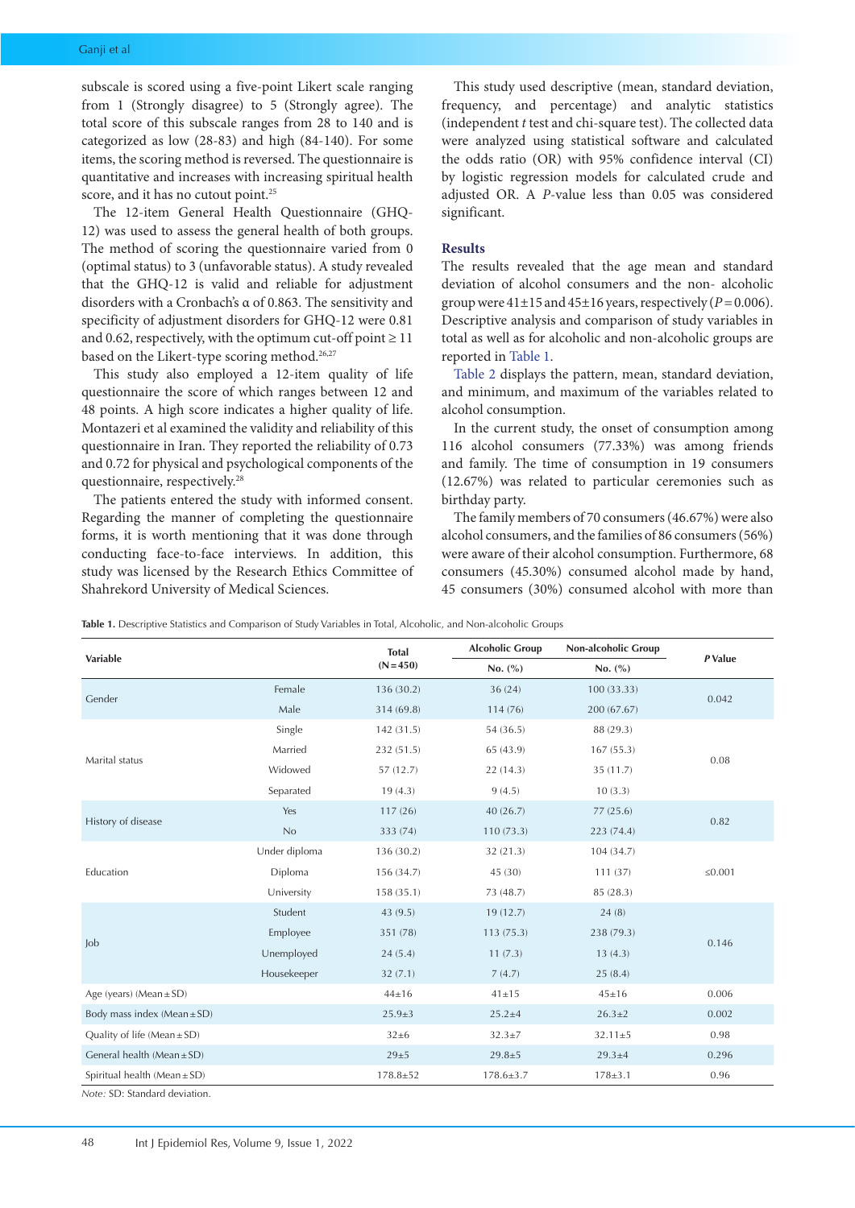subscale is scored using a five-point Likert scale ranging from 1 (Strongly disagree) to 5 (Strongly agree). The total score of this subscale ranges from 28 to 140 and is categorized as low (28-83) and high (84-140). For some items, the scoring method is reversed. The questionnaire is quantitative and increases with increasing spiritual health score, and it has no cutout point.[25]

The 12-item General Health Questionnaire (GHQ-12) was used to assess the general health of both groups. The method of scoring the questionnaire varied from 0 (optimal status) to 3 (unfavorable status). A study revealed that the GHQ-12 is valid and reliable for adjustment disorders with a Cronbach's α of 0.863. The sensitivity and specificity of adjustment disorders for GHQ-12 were 0.81 and 0.62, respectively, with the optimum cut-off point ≥ 11 based on the Likert-type scoring method.[26,27]

This study also employed a 12-item quality of life questionnaire the score of which ranges between 12 and 48 points. A high score indicates a higher quality of life. Montazeri et al examined the validity and reliability of this questionnaire in Iran. They reported the reliability of 0.73 and 0.72 for physical and psychological components of the questionnaire, respectively.[28]

The patients entered the study with informed consent. Regarding the manner of completing the questionnaire forms, it is worth mentioning that it was done through conducting face-to-face interviews. In addition, this study was licensed by the Research Ethics Committee of Shahrekord University of Medical Sciences.

This study used descriptive (mean, standard deviation, frequency, and percentage) and analytic statistics (independent *t* test and chi-square test). The collected data were analyzed using statistical software and calculated the odds ratio (OR) with 95% confidence interval (CI) by logistic regression models for calculated crude and adjusted OR. A *P*-value less than 0.05 was considered significant.

## Results

The results revealed that the age mean and standard deviation of alcohol consumers and the non- alcoholic group were 41±15 and 45±16 years, respectively ($P = 0.006$). Descriptive analysis and comparison of study variables in total as well as for alcoholic and non-alcoholic groups are reported in Table 1.

Table 2 displays the pattern, mean, standard deviation, and minimum, and maximum of the variables related to alcohol consumption.

In the current study, the onset of consumption among 116 alcohol consumers (77.33%) was among friends and family. The time of consumption in 19 consumers (12.67%) was related to particular ceremonies such as birthday party.

The family members of 70 consumers (46.67%) were also alcohol consumers, and the families of 86 consumers (56%) were aware of their alcohol consumption. Furthermore, 68 consumers (45.30%) consumed alcohol made by hand, 45 consumers (30%) consumed alcohol with more than

**Table 1.** Descriptive Statistics and Comparison of Study Variables in Total, Alcoholic, and Non-alcoholic Groups

| Variable | | Total (N=450) | Alcoholic Group | Non-alcoholic Group | *P* Value |
|---|---|---|---|---|---|
| | | | No. (%) | No. (%) | |
| Gender | Female | 136 (30.2) | 36 (24) | 100 (33.33) | 0.042 |
| | Male | 314 (69.8) | 114 (76) | 200 (67.67) | |
| Marital status | Single | 142 (31.5) | 54 (36.5) | 88 (29.3) | 0.08 |
| | Married | 232 (51.5) | 65 (43.9) | 167 (55.3) | |
| | Widowed | 57 (12.7) | 22 (14.3) | 35 (11.7) | |
| | Separated | 19 (4.3) | 9 (4.5) | 10 (3.3) | |
| History of disease | Yes | 117 (26) | 40 (26.7) | 77 (25.6) | 0.82 |
| | No | 333 (74) | 110 (73.3) | 223 (74.4) | |
| Education | Under diploma | 136 (30.2) | 32 (21.3) | 104 (34.7) | ≤0.001 |
| | Diploma | 156 (34.7) | 45 (30) | 111 (37) | |
| | University | 158 (35.1) | 73 (48.7) | 85 (28.3) | |
| Job | Student | 43 (9.5) | 19 (12.7) | 24 (8) | 0.146 |
| | Employee | 351 (78) | 113 (75.3) | 238 (79.3) | |
| | Unemployed | 24 (5.4) | 11 (7.3) | 13 (4.3) | |
| | Housekeeper | 32 (7.1) | 7 (4.7) | 25 (8.4) | |
| Age (years) (Mean ± SD) | | 44±16 | 41±15 | 45±16 | 0.006 |
| Body mass index (Mean ± SD) | | 25.9±3 | 25.2±4 | 26.3±2 | 0.002 |
| Quality of life (Mean ± SD) | | 32±6 | 32.3±7 | 32.11±5 | 0.98 |
| General health (Mean ± SD) | | 29±5 | 29.8±5 | 29.3±4 | 0.296 |
| Spiritual health (Mean ± SD) | | 178.8±52 | 178.6±3.7 | 178±3.1 | 0.96 |

*Note:* SD: Standard deviation.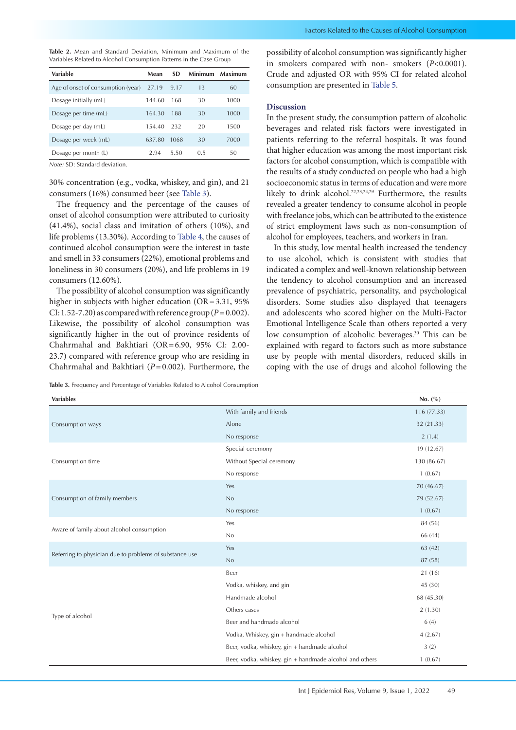**Table 2.** Mean and Standard Deviation, Minimum and Maximum of the Variables Related to Alcohol Consumption Patterns in the Case Group

| Variable | Mean | SD | Minimum | Maximum |
|---|---|---|---|---|
| Age of onset of consumption (year) | 27.19 | 9.17 | 13 | 60 |
| Dosage initially (mL) | 144.60 | 168 | 30 | 1000 |
| Dosage per time (mL) | 164.30 | 188 | 30 | 1000 |
| Dosage per day (mL) | 154.40 | 232 | 20 | 1500 |
| Dosage per week (mL) | 637.80 | 1068 | 30 | 7000 |
| Dosage per month (L) | 2.94 | 5.50 | 0.5 | 50 |

*Note:* SD: Standard deviation.

30% concentration (e.g., vodka, whiskey, and gin), and 21 consumers (16%) consumed beer (see Table 3).

The frequency and the percentage of the causes of onset of alcohol consumption were attributed to curiosity (41.4%), social class and imitation of others (10%), and life problems (13.30%). According to Table 4, the causes of continued alcohol consumption were the interest in taste and smell in 33 consumers (22%), emotional problems and loneliness in 30 consumers (20%), and life problems in 19 consumers (12.60%).

The possibility of alcohol consumption was significantly higher in subjects with higher education (OR = 3.31, 95% CI: 1.52-7.20) as compared with reference group ($P$ = 0.002). Likewise, the possibility of alcohol consumption was significantly higher in the out of province residents of Chahrmahal and Bakhtiari (OR = 6.90, 95% CI: 2.00-23.7) compared with reference group who are residing in Chahrmahal and Bakhtiari ($P$ = 0.002). Furthermore, the possibility of alcohol consumption was significantly higher in smokers compared with non- smokers ($P$<0.0001). Crude and adjusted OR with 95% CI for related alcohol consumption are presented in Table 5.

## Discussion

In the present study, the consumption pattern of alcoholic beverages and related risk factors were investigated in patients referring to the referral hospitals. It was found that higher education was among the most important risk factors for alcohol consumption, which is compatible with the results of a study conducted on people who had a high socioeconomic status in terms of education and were more likely to drink alcohol.[22,23,24,29] Furthermore, the results revealed a greater tendency to consume alcohol in people with freelance jobs, which can be attributed to the existence of strict employment laws such as non-consumption of alcohol for employees, teachers, and workers in Iran.

In this study, low mental health increased the tendency to use alcohol, which is consistent with studies that indicated a complex and well-known relationship between the tendency to alcohol consumption and an increased prevalence of psychiatric, personality, and psychological disorders. Some studies also displayed that teenagers and adolescents who scored higher on the Multi-Factor Emotional Intelligence Scale than others reported a very low consumption of alcoholic beverages.[30] This can be explained with regard to factors such as more substance use by people with mental disorders, reduced skills in coping with the use of drugs and alcohol following the

**Table 3.** Frequency and Percentage of Variables Related to Alcohol Consumption

| Variables | | No. (%) |
|---|---|---|
| Consumption ways | With family and friends | 116 (77.33) |
| | Alone | 32 (21.33) |
| | No response | 2 (1.4) |
| Consumption time | Special ceremony | 19 (12.67) |
| | Without Special ceremony | 130 (86.67) |
| | No response | 1 (0.67) |
| Consumption of family members | Yes | 70 (46.67) |
| | No | 79 (52.67) |
| | No response | 1 (0.67) |
| Aware of family about alcohol consumption | Yes | 84 (56) |
| | No | 66 (44) |
| Referring to physician due to problems of substance use | Yes | 63 (42) |
| | No | 87 (58) |
| Type of alcohol | Beer | 21 (16) |
| | Vodka, whiskey, and gin | 45 (30) |
| | Handmade alcohol | 68 (45.30) |
| | Others cases | 2 (1.30) |
| | Beer and handmade alcohol | 6 (4) |
| | Vodka, Whiskey, gin + handmade alcohol | 4 (2.67) |
| | Beer, vodka, whiskey, gin + handmade alcohol | 3 (2) |
| | Beer, vodka, whiskey, gin + handmade alcohol and others | 1 (0.67) |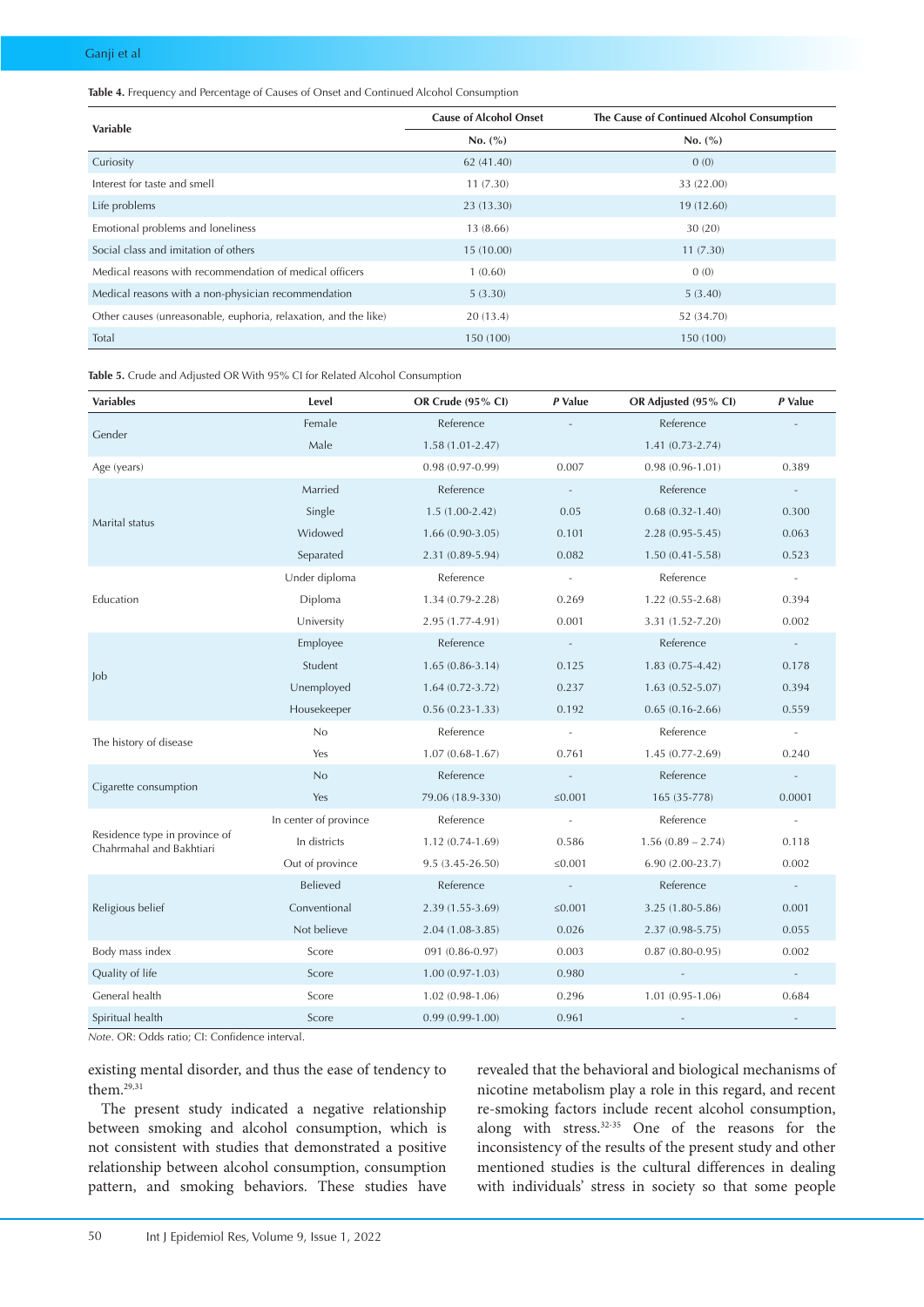**Table 4.** Frequency and Percentage of Causes of Onset and Continued Alcohol Consumption

| Variable | Cause of Alcohol Onset | The Cause of Continued Alcohol Consumption |
|---|---|---|
| | No. (%) | No. (%) |
| Curiosity | 62 (41.40) | 0 (0) |
| Interest for taste and smell | 11 (7.30) | 33 (22.00) |
| Life problems | 23 (13.30) | 19 (12.60) |
| Emotional problems and loneliness | 13 (8.66) | 30 (20) |
| Social class and imitation of others | 15 (10.00) | 11 (7.30) |
| Medical reasons with recommendation of medical officers | 1 (0.60) | 0 (0) |
| Medical reasons with a non-physician recommendation | 5 (3.30) | 5 (3.40) |
| Other causes (unreasonable, euphoria, relaxation, and the like) | 20 (13.4) | 52 (34.70) |
| Total | 150 (100) | 150 (100) |

**Table 5.** Crude and Adjusted OR With 95% CI for Related Alcohol Consumption

| Variables | Level | OR Crude (95% CI) | *P* Value | OR Adjusted (95% CI) | *P* Value |
|---|---|---|---|---|---|
| Gender | Female | Reference | - | Reference | - |
| | Male | 1.58 (1.01-2.47) | | 1.41 (0.73-2.74) | |
| Age (years) | | 0.98 (0.97-0.99) | 0.007 | 0.98 (0.96-1.01) | 0.389 |
| Marital status | Married | Reference | - | Reference | - |
| | Single | 1.5 (1.00-2.42) | 0.05 | 0.68 (0.32-1.40) | 0.300 |
| | Widowed | 1.66 (0.90-3.05) | 0.101 | 2.28 (0.95-5.45) | 0.063 |
| | Separated | 2.31 (0.89-5.94) | 0.082 | 1.50 (0.41-5.58) | 0.523 |
| Education | Under diploma | Reference | - | Reference | - |
| | Diploma | 1.34 (0.79-2.28) | 0.269 | 1.22 (0.55-2.68) | 0.394 |
| | University | 2.95 (1.77-4.91) | 0.001 | 3.31 (1.52-7.20) | 0.002 |
| Job | Employee | Reference | - | Reference | - |
| | Student | 1.65 (0.86-3.14) | 0.125 | 1.83 (0.75-4.42) | 0.178 |
| | Unemployed | 1.64 (0.72-3.72) | 0.237 | 1.63 (0.52-5.07) | 0.394 |
| | Housekeeper | 0.56 (0.23-1.33) | 0.192 | 0.65 (0.16-2.66) | 0.559 |
| The history of disease | No | Reference | - | Reference | - |
| | Yes | 1.07 (0.68-1.67) | 0.761 | 1.45 (0.77-2.69) | 0.240 |
| Cigarette consumption | No | Reference | - | Reference | - |
| | Yes | 79.06 (18.9-330) | ≤0.001 | 165 (35-778) | 0.0001 |
| Residence type in province of Chahrmahal and Bakhtiari | In center of province | Reference | - | Reference | - |
| | In districts | 1.12 (0.74-1.69) | 0.586 | 1.56 (0.89 – 2.74) | 0.118 |
| | Out of province | 9.5 (3.45-26.50) | ≤0.001 | 6.90 (2.00-23.7) | 0.002 |
| Religious belief | Believed | Reference | - | Reference | - |
| | Conventional | 2.39 (1.55-3.69) | ≤0.001 | 3.25 (1.80-5.86) | 0.001 |
| | Not believe | 2.04 (1.08-3.85) | 0.026 | 2.37 (0.98-5.75) | 0.055 |
| Body mass index | Score | 091 (0.86-0.97) | 0.003 | 0.87 (0.80-0.95) | 0.002 |
| Quality of life | Score | 1.00 (0.97-1.03) | 0.980 | - | - |
| General health | Score | 1.02 (0.98-1.06) | 0.296 | 1.01 (0.95-1.06) | 0.684 |
| Spiritual health | Score | 0.99 (0.99-1.00) | 0.961 | - | - |

*Note*. OR: Odds ratio; CI: Confidence interval.

existing mental disorder, and thus the ease of tendency to them.[29,31]

The present study indicated a negative relationship between smoking and alcohol consumption, which is not consistent with studies that demonstrated a positive relationship between alcohol consumption, consumption pattern, and smoking behaviors. These studies have revealed that the behavioral and biological mechanisms of nicotine metabolism play a role in this regard, and recent re-smoking factors include recent alcohol consumption, along with stress.[32-35] One of the reasons for the inconsistency of the results of the present study and other mentioned studies is the cultural differences in dealing with individuals' stress in society so that some people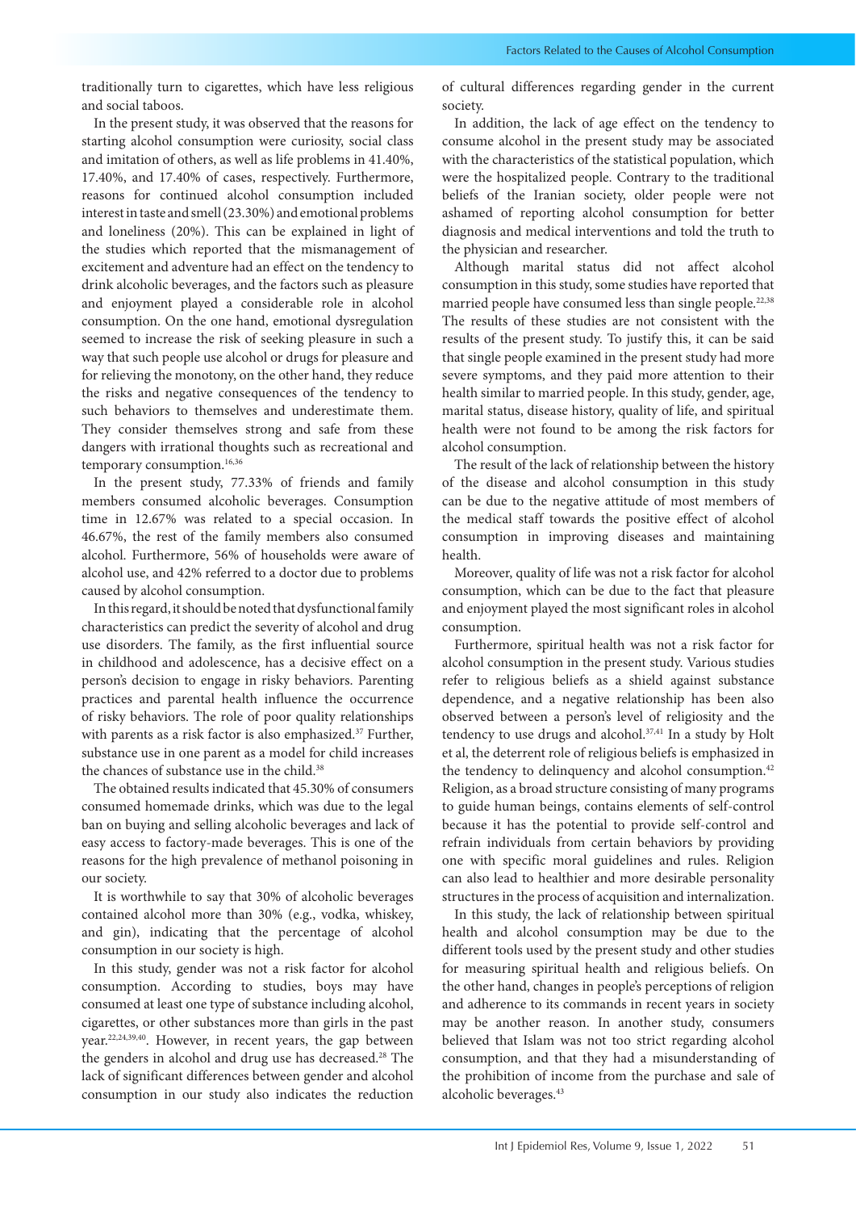traditionally turn to cigarettes, which have less religious and social taboos.

In the present study, it was observed that the reasons for starting alcohol consumption were curiosity, social class and imitation of others, as well as life problems in 41.40%, 17.40%, and 17.40% of cases, respectively. Furthermore, reasons for continued alcohol consumption included interest in taste and smell (23.30%) and emotional problems and loneliness (20%). This can be explained in light of the studies which reported that the mismanagement of excitement and adventure had an effect on the tendency to drink alcoholic beverages, and the factors such as pleasure and enjoyment played a considerable role in alcohol consumption. On the one hand, emotional dysregulation seemed to increase the risk of seeking pleasure in such a way that such people use alcohol or drugs for pleasure and for relieving the monotony, on the other hand, they reduce the risks and negative consequences of the tendency to such behaviors to themselves and underestimate them. They consider themselves strong and safe from these dangers with irrational thoughts such as recreational and temporary consumption.[16,36]

In the present study, 77.33% of friends and family members consumed alcoholic beverages. Consumption time in 12.67% was related to a special occasion. In 46.67%, the rest of the family members also consumed alcohol. Furthermore, 56% of households were aware of alcohol use, and 42% referred to a doctor due to problems caused by alcohol consumption.

In this regard, it should be noted that dysfunctional family characteristics can predict the severity of alcohol and drug use disorders. The family, as the first influential source in childhood and adolescence, has a decisive effect on a person's decision to engage in risky behaviors. Parenting practices and parental health influence the occurrence of risky behaviors. The role of poor quality relationships with parents as a risk factor is also emphasized.[37] Further, substance use in one parent as a model for child increases the chances of substance use in the child.[38]

The obtained results indicated that 45.30% of consumers consumed homemade drinks, which was due to the legal ban on buying and selling alcoholic beverages and lack of easy access to factory-made beverages. This is one of the reasons for the high prevalence of methanol poisoning in our society.

It is worthwhile to say that 30% of alcoholic beverages contained alcohol more than 30% (e.g., vodka, whiskey, and gin), indicating that the percentage of alcohol consumption in our society is high.

In this study, gender was not a risk factor for alcohol consumption. According to studies, boys may have consumed at least one type of substance including alcohol, cigarettes, or other substances more than girls in the past year.[22,24,39,40]. However, in recent years, the gap between the genders in alcohol and drug use has decreased.[28] The lack of significant differences between gender and alcohol consumption in our study also indicates the reduction of cultural differences regarding gender in the current society.

In addition, the lack of age effect on the tendency to consume alcohol in the present study may be associated with the characteristics of the statistical population, which were the hospitalized people. Contrary to the traditional beliefs of the Iranian society, older people were not ashamed of reporting alcohol consumption for better diagnosis and medical interventions and told the truth to the physician and researcher.

Although marital status did not affect alcohol consumption in this study, some studies have reported that married people have consumed less than single people.[22,38] The results of these studies are not consistent with the results of the present study. To justify this, it can be said that single people examined in the present study had more severe symptoms, and they paid more attention to their health similar to married people. In this study, gender, age, marital status, disease history, quality of life, and spiritual health were not found to be among the risk factors for alcohol consumption.

The result of the lack of relationship between the history of the disease and alcohol consumption in this study can be due to the negative attitude of most members of the medical staff towards the positive effect of alcohol consumption in improving diseases and maintaining health.

Moreover, quality of life was not a risk factor for alcohol consumption, which can be due to the fact that pleasure and enjoyment played the most significant roles in alcohol consumption.

Furthermore, spiritual health was not a risk factor for alcohol consumption in the present study. Various studies refer to religious beliefs as a shield against substance dependence, and a negative relationship has been also observed between a person's level of religiosity and the tendency to use drugs and alcohol.[37,41] In a study by Holt et al, the deterrent role of religious beliefs is emphasized in the tendency to delinquency and alcohol consumption.[42] Religion, as a broad structure consisting of many programs to guide human beings, contains elements of self-control because it has the potential to provide self-control and refrain individuals from certain behaviors by providing one with specific moral guidelines and rules. Religion can also lead to healthier and more desirable personality structures in the process of acquisition and internalization.

In this study, the lack of relationship between spiritual health and alcohol consumption may be due to the different tools used by the present study and other studies for measuring spiritual health and religious beliefs. On the other hand, changes in people's perceptions of religion and adherence to its commands in recent years in society may be another reason. In another study, consumers believed that Islam was not too strict regarding alcohol consumption, and that they had a misunderstanding of the prohibition of income from the purchase and sale of alcoholic beverages.[43]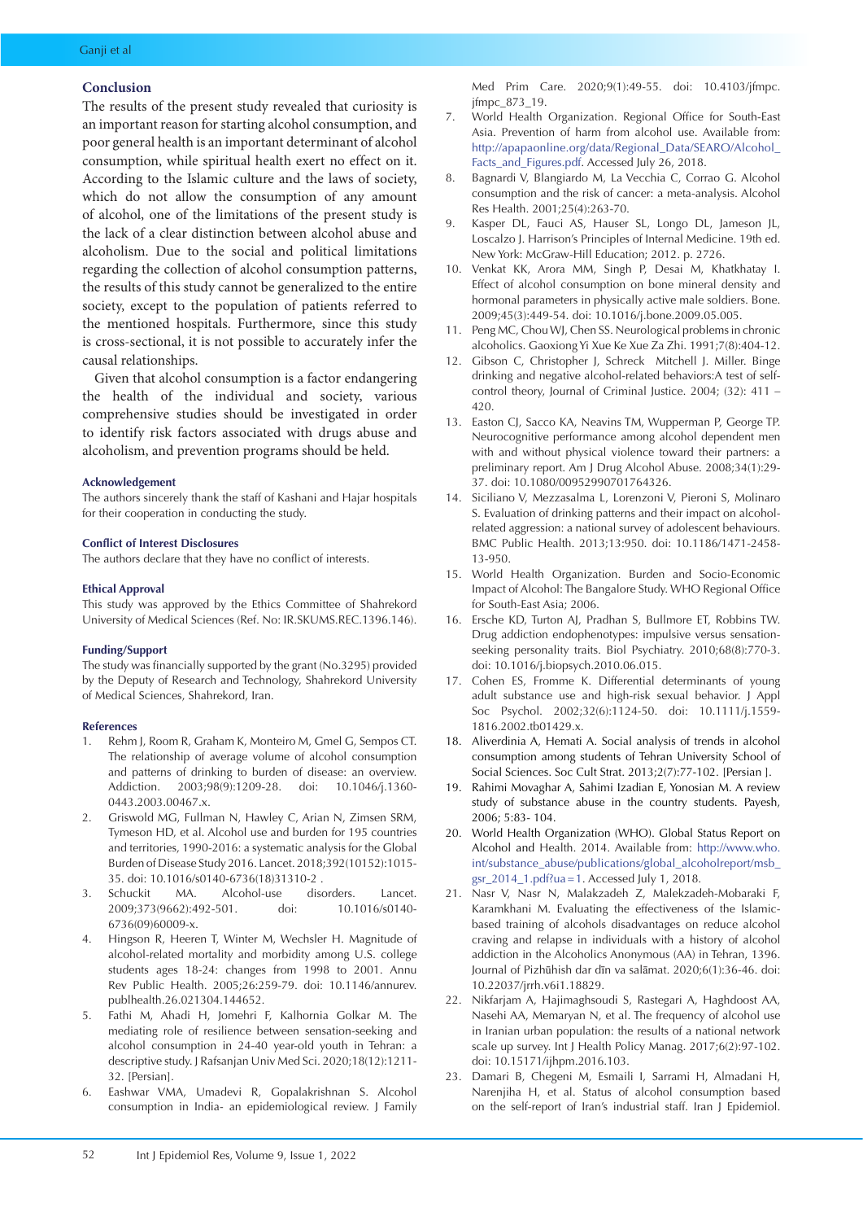## Conclusion

The results of the present study revealed that curiosity is an important reason for starting alcohol consumption, and poor general health is an important determinant of alcohol consumption, while spiritual health exert no effect on it. According to the Islamic culture and the laws of society, which do not allow the consumption of any amount of alcohol, one of the limitations of the present study is the lack of a clear distinction between alcohol abuse and alcoholism. Due to the social and political limitations regarding the collection of alcohol consumption patterns, the results of this study cannot be generalized to the entire society, except to the population of patients referred to the mentioned hospitals. Furthermore, since this study is cross-sectional, it is not possible to accurately infer the causal relationships.

Given that alcohol consumption is a factor endangering the health of the individual and society, various comprehensive studies should be investigated in order to identify risk factors associated with drugs abuse and alcoholism, and prevention programs should be held.

### Acknowledgement

The authors sincerely thank the staff of Kashani and Hajar hospitals for their cooperation in conducting the study.

### Conflict of Interest Disclosures

The authors declare that they have no conflict of interests.

### Ethical Approval

This study was approved by the Ethics Committee of Shahrekord University of Medical Sciences (Ref. No: IR.SKUMS.REC.1396.146).

### Funding/Support

The study was financially supported by the grant (No.3295) provided by the Deputy of Research and Technology, Shahrekord University of Medical Sciences, Shahrekord, Iran.

### References

1. Rehm J, Room R, Graham K, Monteiro M, Gmel G, Sempos CT. The relationship of average volume of alcohol consumption and patterns of drinking to burden of disease: an overview. Addiction. 2003;98(9):1209-28. doi: 10.1046/j.1360-0443.2003.00467.x.
2. Griswold MG, Fullman N, Hawley C, Arian N, Zimsen SRM, Tymeson HD, et al. Alcohol use and burden for 195 countries and territories, 1990-2016: a systematic analysis for the Global Burden of Disease Study 2016. Lancet. 2018;392(10152):1015-35. doi: 10.1016/s0140-6736(18)31310-2 .
3. Schuckit MA. Alcohol-use disorders. Lancet. 2009;373(9662):492-501. doi: 10.1016/s0140-6736(09)60009-x.
4. Hingson R, Heeren T, Winter M, Wechsler H. Magnitude of alcohol-related mortality and morbidity among U.S. college students ages 18-24: changes from 1998 to 2001. Annu Rev Public Health. 2005;26:259-79. doi: 10.1146/annurev.publhealth.26.021304.144652.
5. Fathi M, Ahadi H, Jomehri F, Kalhornia Golkar M. The mediating role of resilience between sensation-seeking and alcohol consumption in 24-40 year-old youth in Tehran: a descriptive study. J Rafsanjan Univ Med Sci. 2020;18(12):1211-32. [Persian].
6. Eashwar VMA, Umadevi R, Gopalakrishnan S. Alcohol consumption in India- an epidemiological review. J Family Med Prim Care. 2020;9(1):49-55. doi: 10.4103/jfmpc.jfmpc_873_19.
7. World Health Organization. Regional Office for South-East Asia. Prevention of harm from alcohol use. Available from: http://apapaonline.org/data/Regional_Data/SEARO/Alcohol_Facts_and_Figures.pdf. Accessed July 26, 2018.
8. Bagnardi V, Blangiardo M, La Vecchia C, Corrao G. Alcohol consumption and the risk of cancer: a meta-analysis. Alcohol Res Health. 2001;25(4):263-70.
9. Kasper DL, Fauci AS, Hauser SL, Longo DL, Jameson JL, Loscalzo J. Harrison's Principles of Internal Medicine. 19th ed. New York: McGraw-Hill Education; 2012. p. 2726.
10. Venkat KK, Arora MM, Singh P, Desai M, Khatkhatay I. Effect of alcohol consumption on bone mineral density and hormonal parameters in physically active male soldiers. Bone. 2009;45(3):449-54. doi: 10.1016/j.bone.2009.05.005.
11. Peng MC, Chou WJ, Chen SS. Neurological problems in chronic alcoholics. Gaoxiong Yi Xue Ke Xue Za Zhi. 1991;7(8):404-12.
12. Gibson C, Christopher J, Schreck Mitchell J. Miller. Binge drinking and negative alcohol-related behaviors:A test of self-control theory, Journal of Criminal Justice. 2004; (32): 411 – 420.
13. Easton CJ, Sacco KA, Neavins TM, Wupperman P, George TP. Neurocognitive performance among alcohol dependent men with and without physical violence toward their partners: a preliminary report. Am J Drug Alcohol Abuse. 2008;34(1):29-37. doi: 10.1080/00952990701764326.
14. Siciliano V, Mezzasalma L, Lorenzoni V, Pieroni S, Molinaro S. Evaluation of drinking patterns and their impact on alcohol-related aggression: a national survey of adolescent behaviours. BMC Public Health. 2013;13:950. doi: 10.1186/1471-2458-13-950.
15. World Health Organization. Burden and Socio-Economic Impact of Alcohol: The Bangalore Study. WHO Regional Office for South-East Asia; 2006.
16. Ersche KD, Turton AJ, Pradhan S, Bullmore ET, Robbins TW. Drug addiction endophenotypes: impulsive versus sensation-seeking personality traits. Biol Psychiatry. 2010;68(8):770-3. doi: 10.1016/j.biopsych.2010.06.015.
17. Cohen ES, Fromme K. Differential determinants of young adult substance use and high-risk sexual behavior. J Appl Soc Psychol. 2002;32(6):1124-50. doi: 10.1111/j.1559-1816.2002.tb01429.x.
18. Aliverdinia A, Hemati A. Social analysis of trends in alcohol consumption among students of Tehran University School of Social Sciences. Soc Cult Strat. 2013;2(7):77-102. [Persian ].
19. Rahimi Movaghar A, Sahimi Izadian E, Yonosian M. A review study of substance abuse in the country students. Payesh, 2006; 5:83- 104.
20. World Health Organization (WHO). Global Status Report on Alcohol and Health. 2014. Available from: http://www.who.int/substance_abuse/publications/global_alcoholreport/msb_gsr_2014_1.pdf?ua=1. Accessed July 1, 2018.
21. Nasr V, Nasr N, Malakzadeh Z, Malekzadeh-Mobaraki F, Karamkhani M. Evaluating the effectiveness of the Islamic-based training of alcohols disadvantages on reduce alcohol craving and relapse in individuals with a history of alcohol addiction in the Alcoholics Anonymous (AA) in Tehran, 1396. Journal of Pizhūhish dar dīn va salāmat. 2020;6(1):36-46. doi: 10.22037/jrrh.v6i1.18829.
22. Nikfarjam A, Hajimaghsoudi S, Rastegari A, Haghdoost AA, Nasehi AA, Memaryan N, et al. The frequency of alcohol use in Iranian urban population: the results of a national network scale up survey. Int J Health Policy Manag. 2017;6(2):97-102. doi: 10.15171/ijhpm.2016.103.
23. Damari B, Chegeni M, Esmaili I, Sarrami H, Almadani H, Narenjiha H, et al. Status of alcohol consumption based on the self-report of Iran's industrial staff. Iran J Epidemiol.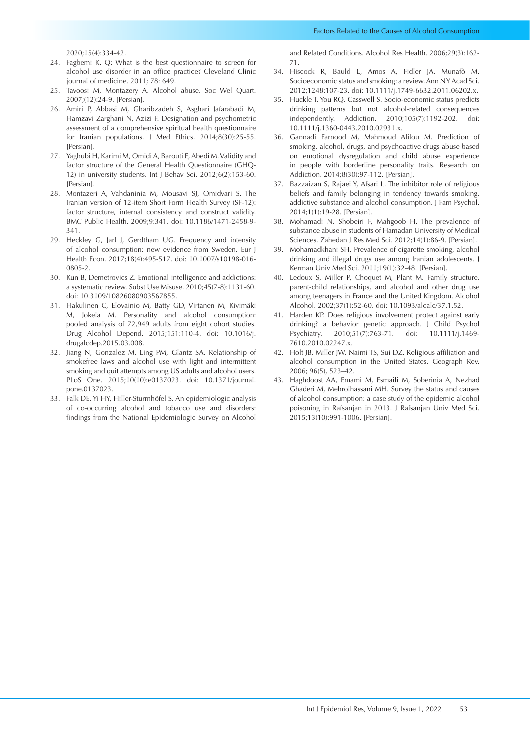2020;15(4):334-42.

24. Fagbemi K. Q: What is the best questionnaire to screen for alcohol use disorder in an office practice? Cleveland Clinic journal of medicine. 2011; 78: 649.
25. Tavoosi M, Montazery A. Alcohol abuse. Soc Wel Quart. 2007;(12):24-9. [Persian].
26. Amiri P, Abbasi M, Gharibzadeh S, Asghari Jafarabadi M, Hamzavi Zarghani N, Azizi F. Designation and psychometric assessment of a comprehensive spiritual health questionnaire for Iranian populations. J Med Ethics. 2014;8(30):25-55. [Persian].
27. Yaghubi H, Karimi M, Omidi A, Barouti E, Abedi M. Validity and factor structure of the General Health Questionnaire (GHQ-12) in university students. Int J Behav Sci. 2012;6(2):153-60. [Persian].
28. Montazeri A, Vahdaninia M, Mousavi SJ, Omidvari S. The Iranian version of 12-item Short Form Health Survey (SF-12): factor structure, internal consistency and construct validity. BMC Public Health. 2009;9:341. doi: 10.1186/1471-2458-9-341.
29. Heckley G, Jarl J, Gerdtham UG. Frequency and intensity of alcohol consumption: new evidence from Sweden. Eur J Health Econ. 2017;18(4):495-517. doi: 10.1007/s10198-016-0805-2.
30. Kun B, Demetrovics Z. Emotional intelligence and addictions: a systematic review. Subst Use Misuse. 2010;45(7-8):1131-60. doi: 10.3109/10826080903567855.
31. Hakulinen C, Elovainio M, Batty GD, Virtanen M, Kivimäki M, Jokela M. Personality and alcohol consumption: pooled analysis of 72,949 adults from eight cohort studies. Drug Alcohol Depend. 2015;151:110-4. doi: 10.1016/j.drugalcdep.2015.03.008.
32. Jiang N, Gonzalez M, Ling PM, Glantz SA. Relationship of smokefree laws and alcohol use with light and intermittent smoking and quit attempts among US adults and alcohol users. PLoS One. 2015;10(10):e0137023. doi: 10.1371/journal.pone.0137023.
33. Falk DE, Yi HY, Hiller-Sturmhöfel S. An epidemiologic analysis of co-occurring alcohol and tobacco use and disorders: findings from the National Epidemiologic Survey on Alcohol and Related Conditions. Alcohol Res Health. 2006;29(3):162-71.
34. Hiscock R, Bauld L, Amos A, Fidler JA, Munafò M. Socioeconomic status and smoking: a review. Ann NY Acad Sci. 2012;1248:107-23. doi: 10.1111/j.1749-6632.2011.06202.x.
35. Huckle T, You RQ, Casswell S. Socio-economic status predicts drinking patterns but not alcohol-related consequences independently. Addiction. 2010;105(7):1192-202. doi: 10.1111/j.1360-0443.2010.02931.x.
36. Gannadi Farnood M, Mahmoud Alilou M. Prediction of smoking, alcohol, drugs, and psychoactive drugs abuse based on emotional dysregulation and child abuse experience in people with borderline personality traits. Research on Addiction. 2014;8(30):97-112. [Persian].
37. Bazzaizan S, Rajaei Y, Afsari L. The inhibitor role of religious beliefs and family belonging in tendency towards smoking, addictive substance and alcohol consumption. J Fam Psychol. 2014;1(1):19-28. [Persian].
38. Mohamadi N, Shobeiri F, Mahgoob H. The prevalence of substance abuse in students of Hamadan University of Medical Sciences. Zahedan J Res Med Sci. 2012;14(1):86-9. [Persian].
39. Mohamadkhani SH. Prevalence of cigarette smoking, alcohol drinking and illegal drugs use among Iranian adolescents. J Kerman Univ Med Sci. 2011;19(1):32-48. [Persian].
40. Ledoux S, Miller P, Choquet M, Plant M. Family structure, parent-child relationships, and alcohol and other drug use among teenagers in France and the United Kingdom. Alcohol Alcohol. 2002;37(1):52-60. doi: 10.1093/alcalc/37.1.52.
41. Harden KP. Does religious involvement protect against early drinking? a behavior genetic approach. J Child Psychol Psychiatry. 2010;51(7):763-71. doi: 10.1111/j.1469-7610.2010.02247.x.
42. Holt JB, Miller JW, Naimi TS, Sui DZ. Religious affiliation and alcohol consumption in the United States. Geograph Rev. 2006; 96(5), 523–42.
43. Haghdoost AA, Emami M, Esmaili M, Soberinia A, Nezhad Ghaderi M, Mehrolhassani MH. Survey the status and causes of alcohol consumption: a case study of the epidemic alcohol poisoning in Rafsanjan in 2013. J Rafsanjan Univ Med Sci. 2015;13(10):991-1006. [Persian].